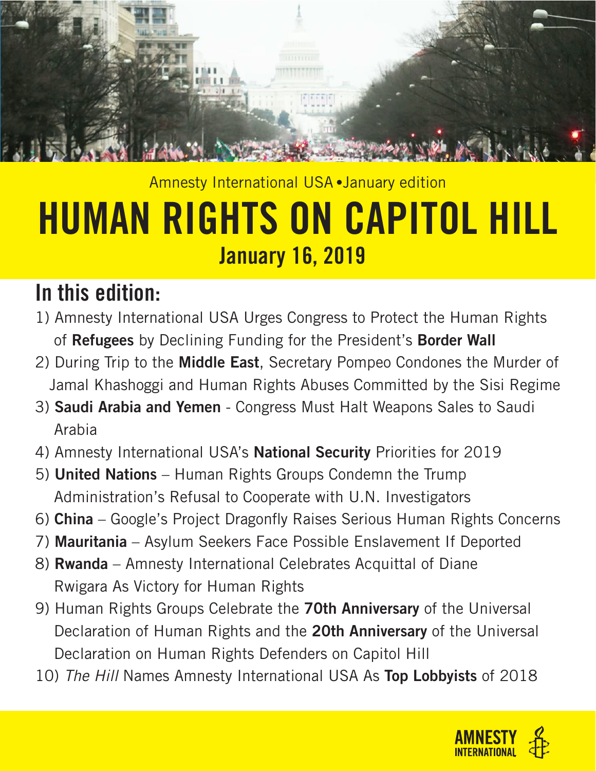Amnesty International USA •January edition

# HUMAN RIGHTS ON CAPITOL HILL

## January 16, 2019

## In this edition:

1) Amnesty International USA Urges Congress to Protect the Human Rights of **Refugees** by Declining Funding for the President's **Border Wall**
2) During Trip to the **Middle East**, Secretary Pompeo Condones the Murder of Jamal Khashoggi and Human Rights Abuses Committed by the Sisi Regime
3) **Saudi Arabia and Yemen** - Congress Must Halt Weapons Sales to Saudi Arabia
4) Amnesty International USA's **National Security** Priorities for 2019
5) **United Nations** – Human Rights Groups Condemn the Trump Administration's Refusal to Cooperate with U.N. Investigators
6) **China** – Google's Project Dragonfly Raises Serious Human Rights Concerns
7) **Mauritania** – Asylum Seekers Face Possible Enslavement If Deported
8) **Rwanda** – Amnesty International Celebrates Acquittal of Diane Rwigara As Victory for Human Rights
9) Human Rights Groups Celebrate the **70th Anniversary** of the Universal Declaration of Human Rights and the **20th Anniversary** of the Universal Declaration on Human Rights Defenders on Capitol Hill
10) *The Hill* Names Amnesty International USA As **Top Lobbyists** of 2018

AMNESTY INTERNATIONAL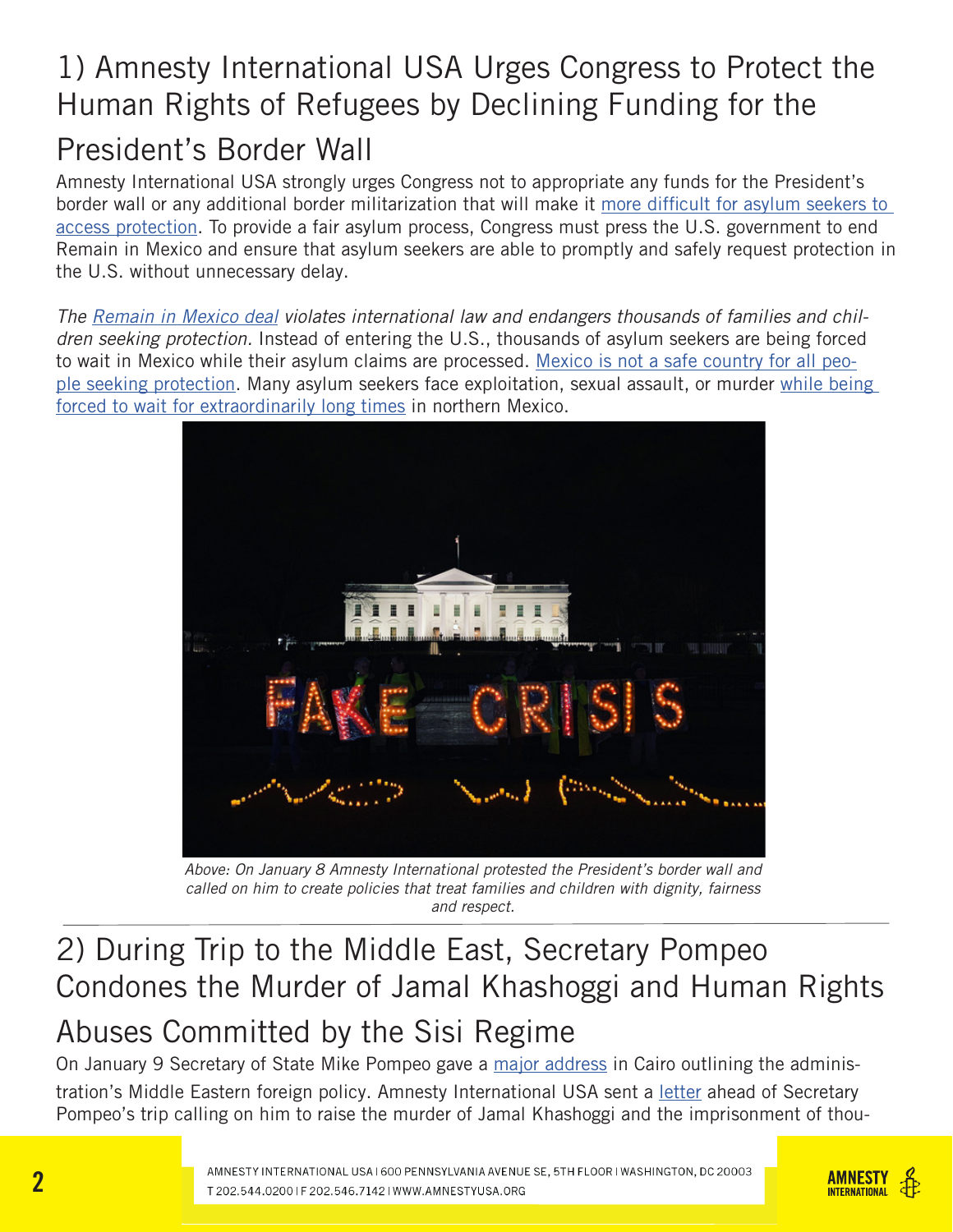# 1) Amnesty International USA Urges Congress to Protect the Human Rights of Refugees by Declining Funding for the President's Border Wall

Amnesty International USA strongly urges Congress not to appropriate any funds for the President's border wall or any additional border militarization that will make it more difficult for asylum seekers to access protection. To provide a fair asylum process, Congress must press the U.S. government to end Remain in Mexico and ensure that asylum seekers are able to promptly and safely request protection in the U.S. without unnecessary delay.

*The Remain in Mexico deal violates international law and endangers thousands of families and children seeking protection.* Instead of entering the U.S., thousands of asylum seekers are being forced to wait in Mexico while their asylum claims are processed. Mexico is not a safe country for all people seeking protection. Many asylum seekers face exploitation, sexual assault, or murder while being forced to wait for extraordinarily long times in northern Mexico.

*Above: On January 8 Amnesty International protested the President's border wall and called on him to create policies that treat families and children with dignity, fairness and respect.*

# 2) During Trip to the Middle East, Secretary Pompeo Condones the Murder of Jamal Khashoggi and Human Rights Abuses Committed by the Sisi Regime

On January 9 Secretary of State Mike Pompeo gave a major address in Cairo outlining the administration's Middle Eastern foreign policy. Amnesty International USA sent a letter ahead of Secretary Pompeo's trip calling on him to raise the murder of Jamal Khashoggi and the imprisonment of thou-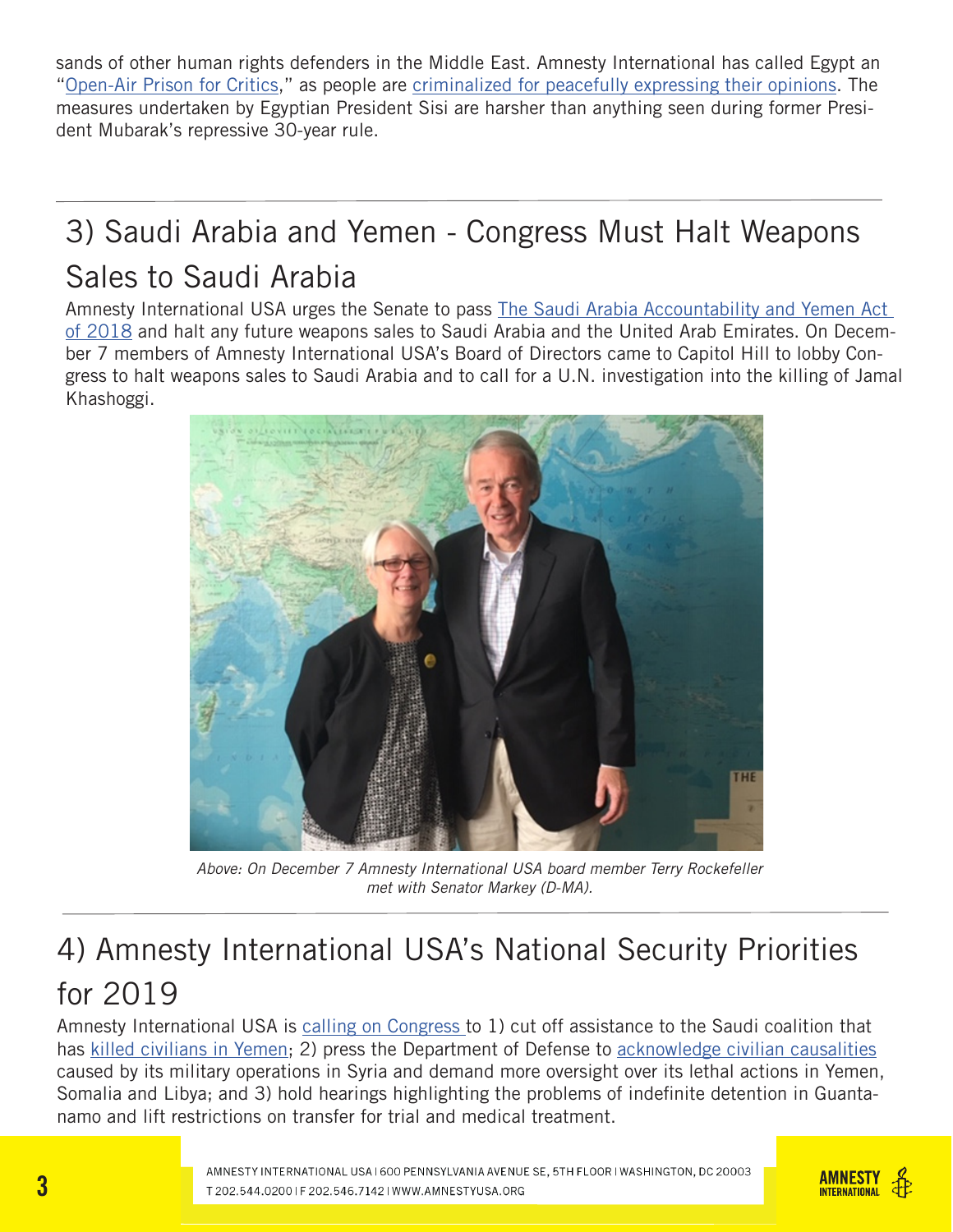sands of other human rights defenders in the Middle East. Amnesty International has called Egypt an "Open-Air Prison for Critics," as people are criminalized for peacefully expressing their opinions. The measures undertaken by Egyptian President Sisi are harsher than anything seen during former President Mubarak's repressive 30-year rule.

## 3) Saudi Arabia and Yemen - Congress Must Halt Weapons Sales to Saudi Arabia

Amnesty International USA urges the Senate to pass The Saudi Arabia Accountability and Yemen Act of 2018 and halt any future weapons sales to Saudi Arabia and the United Arab Emirates. On December 7 members of Amnesty International USA's Board of Directors came to Capitol Hill to lobby Congress to halt weapons sales to Saudi Arabia and to call for a U.N. investigation into the killing of Jamal Khashoggi.

*Above: On December 7 Amnesty International USA board member Terry Rockefeller met with Senator Markey (D-MA).*

## 4) Amnesty International USA's National Security Priorities for 2019

Amnesty International USA is calling on Congress to 1) cut off assistance to the Saudi coalition that has killed civilians in Yemen; 2) press the Department of Defense to acknowledge civilian causalities caused by its military operations in Syria and demand more oversight over its lethal actions in Yemen, Somalia and Libya; and 3) hold hearings highlighting the problems of indefinite detention in Guantanamo and lift restrictions on transfer for trial and medical treatment.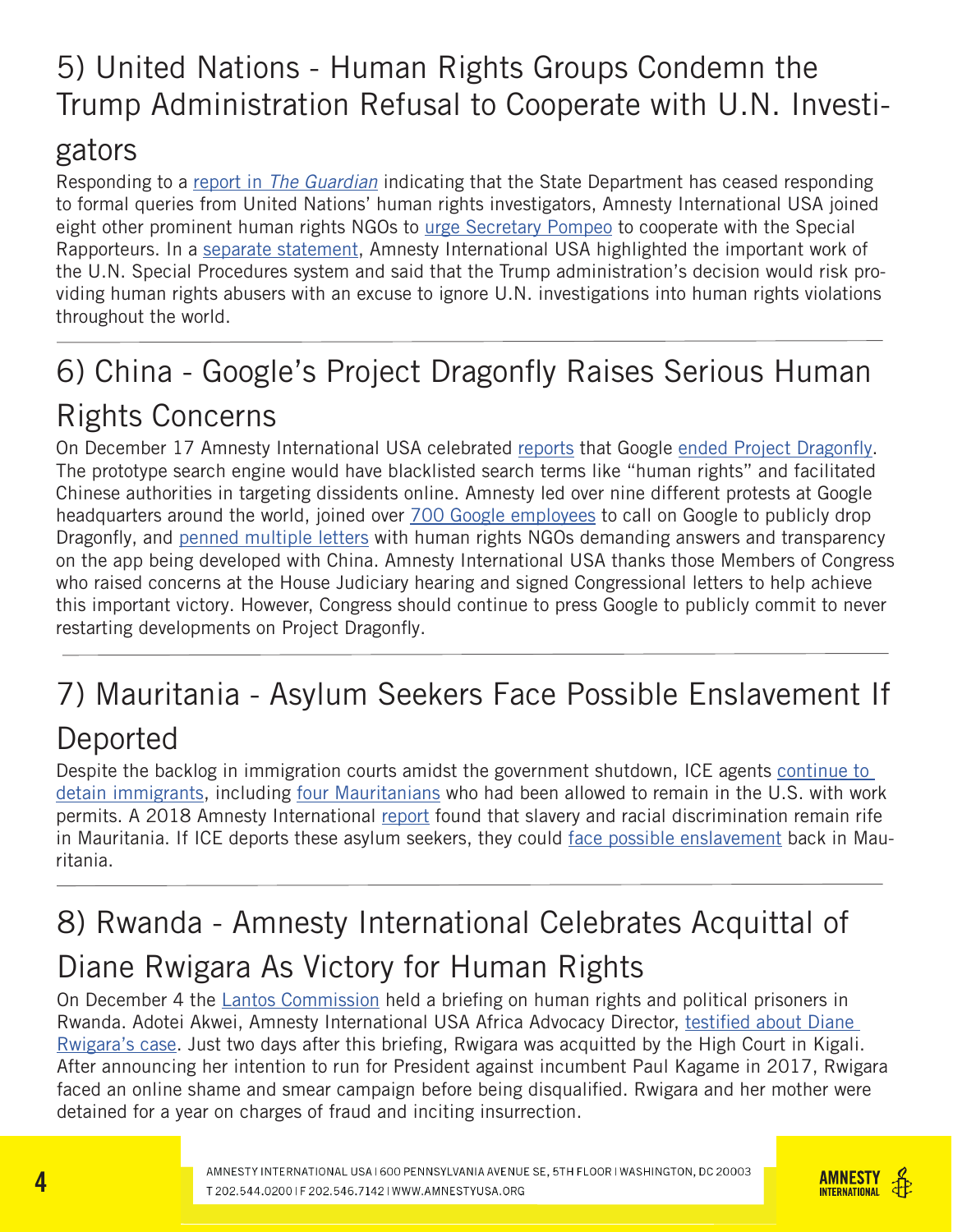## 5) United Nations - Human Rights Groups Condemn the Trump Administration Refusal to Cooperate with U.N. Investigators

Responding to a report in *The Guardian* indicating that the State Department has ceased responding to formal queries from United Nations' human rights investigators, Amnesty International USA joined eight other prominent human rights NGOs to urge Secretary Pompeo to cooperate with the Special Rapporteurs. In a separate statement, Amnesty International USA highlighted the important work of the U.N. Special Procedures system and said that the Trump administration's decision would risk providing human rights abusers with an excuse to ignore U.N. investigations into human rights violations throughout the world.

---

## 6) China - Google's Project Dragonfly Raises Serious Human Rights Concerns

On December 17 Amnesty International USA celebrated reports that Google ended Project Dragonfly. The prototype search engine would have blacklisted search terms like "human rights" and facilitated Chinese authorities in targeting dissidents online. Amnesty led over nine different protests at Google headquarters around the world, joined over 700 Google employees to call on Google to publicly drop Dragonfly, and penned multiple letters with human rights NGOs demanding answers and transparency on the app being developed with China. Amnesty International USA thanks those Members of Congress who raised concerns at the House Judiciary hearing and signed Congressional letters to help achieve this important victory. However, Congress should continue to press Google to publicly commit to never restarting developments on Project Dragonfly.

---

## 7) Mauritania - Asylum Seekers Face Possible Enslavement If Deported

Despite the backlog in immigration courts amidst the government shutdown, ICE agents continue to detain immigrants, including four Mauritanians who had been allowed to remain in the U.S. with work permits. A 2018 Amnesty International report found that slavery and racial discrimination remain rife in Mauritania. If ICE deports these asylum seekers, they could face possible enslavement back in Mauritania.

---

## 8) Rwanda - Amnesty International Celebrates Acquittal of Diane Rwigara As Victory for Human Rights

On December 4 the Lantos Commission held a briefing on human rights and political prisoners in Rwanda. Adotei Akwei, Amnesty International USA Africa Advocacy Director, testified about Diane Rwigara's case. Just two days after this briefing, Rwigara was acquitted by the High Court in Kigali. After announcing her intention to run for President against incumbent Paul Kagame in 2017, Rwigara faced an online shame and smear campaign before being disqualified. Rwigara and her mother were detained for a year on charges of fraud and inciting insurrection.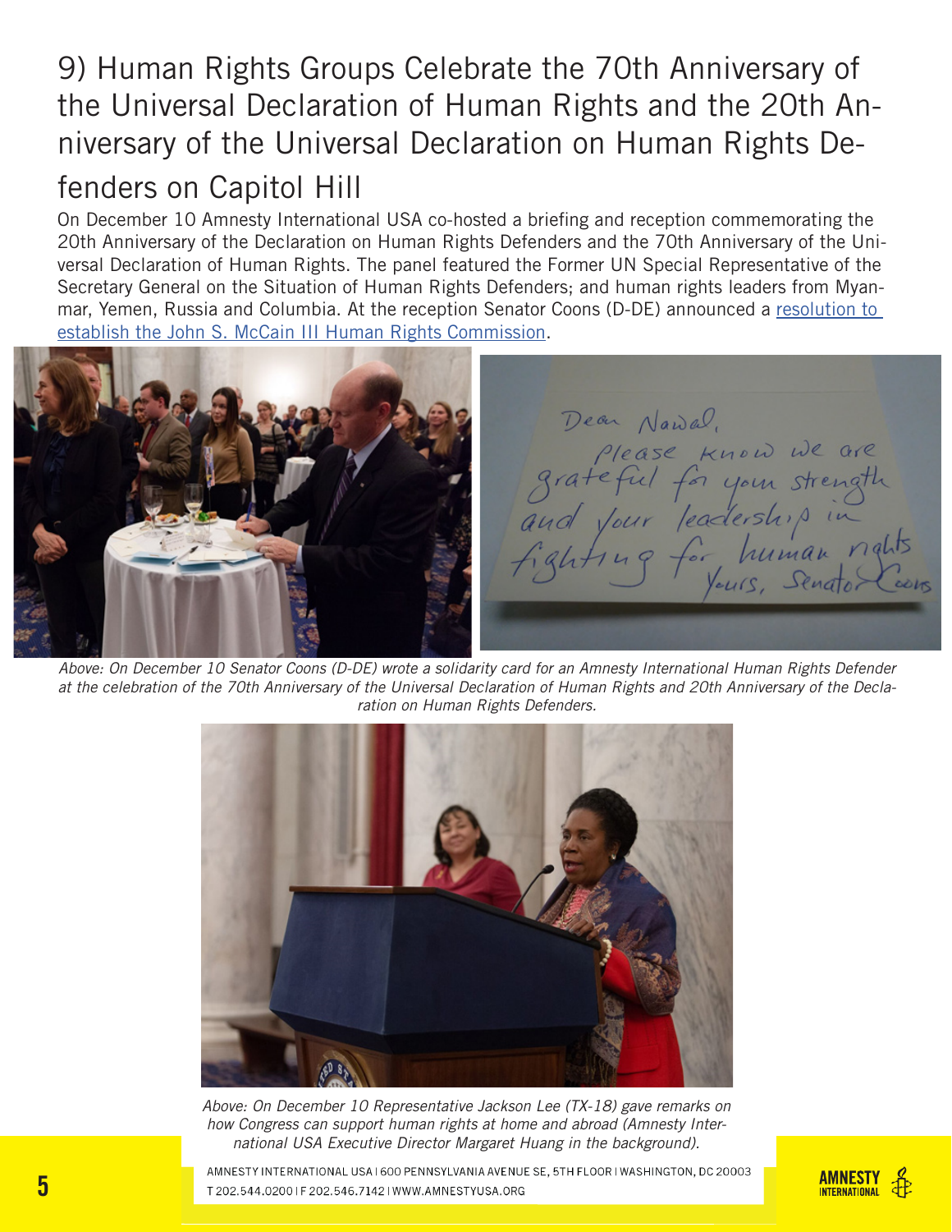## 9) Human Rights Groups Celebrate the 70th Anniversary of the Universal Declaration of Human Rights and the 20th Anniversary of the Universal Declaration on Human Rights Defenders on Capitol Hill

On December 10 Amnesty International USA co-hosted a briefing and reception commemorating the 20th Anniversary of the Declaration on Human Rights Defenders and the 70th Anniversary of the Universal Declaration of Human Rights. The panel featured the Former UN Special Representative of the Secretary General on the Situation of Human Rights Defenders; and human rights leaders from Myanmar, Yemen, Russia and Columbia. At the reception Senator Coons (D-DE) announced a resolution to establish the John S. McCain III Human Rights Commission.

*Above: On December 10 Senator Coons (D-DE) wrote a solidarity card for an Amnesty International Human Rights Defender at the celebration of the 70th Anniversary of the Universal Declaration of Human Rights and 20th Anniversary of the Declaration on Human Rights Defenders.*

*Above: On December 10 Representative Jackson Lee (TX-18) gave remarks on how Congress can support human rights at home and abroad (Amnesty International USA Executive Director Margaret Huang in the background).*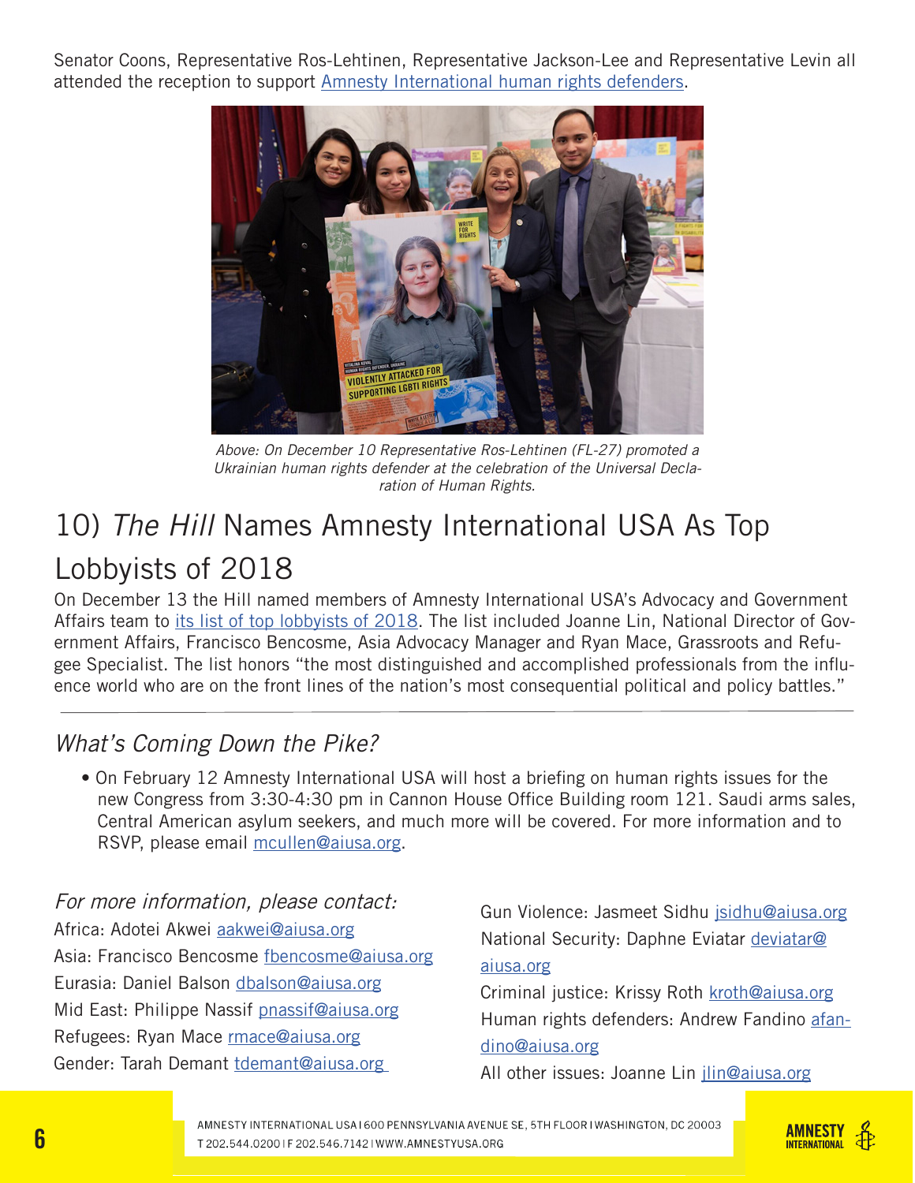Senator Coons, Representative Ros-Lehtinen, Representative Jackson-Lee and Representative Levin all attended the reception to support Amnesty International human rights defenders.

*Above: On December 10 Representative Ros-Lehtinen (FL-27) promoted a Ukrainian human rights defender at the celebration of the Universal Declaration of Human Rights.*

## 10) *The Hill* Names Amnesty International USA As Top Lobbyists of 2018

On December 13 the Hill named members of Amnesty International USA's Advocacy and Government Affairs team to its list of top lobbyists of 2018. The list included Joanne Lin, National Director of Government Affairs, Francisco Bencosme, Asia Advocacy Manager and Ryan Mace, Grassroots and Refugee Specialist. The list honors "the most distinguished and accomplished professionals from the influence world who are on the front lines of the nation's most consequential political and policy battles."

---

### *What's Coming Down the Pike?*

- On February 12 Amnesty International USA will host a briefing on human rights issues for the new Congress from 3:30-4:30 pm in Cannon House Office Building room 121. Saudi arms sales, Central American asylum seekers, and much more will be covered. For more information and to RSVP, please email mcullen@aiusa.org.

*For more information, please contact:*

Africa: Adotei Akwei aakwei@aiusa.org
Asia: Francisco Bencosme fbencosme@aiusa.org
Eurasia: Daniel Balson dbalson@aiusa.org
Mid East: Philippe Nassif pnassif@aiusa.org
Refugees: Ryan Mace rmace@aiusa.org
Gender: Tarah Demant tdemant@aiusa.org
Gun Violence: Jasmeet Sidhu jsidhu@aiusa.org
National Security: Daphne Eviatar deviatar@aiusa.org
Criminal justice: Krissy Roth kroth@aiusa.org
Human rights defenders: Andrew Fandino afandino@aiusa.org
All other issues: Joanne Lin jlin@aiusa.org

AMNESTY INTERNATIONAL USA | 600 PENNSYLVANIA AVENUE SE, 5TH FLOOR | WASHINGTON, DC 20003
T 202.544.0200 | F 202.546.7142 | WWW.AMNESTYUSA.ORG